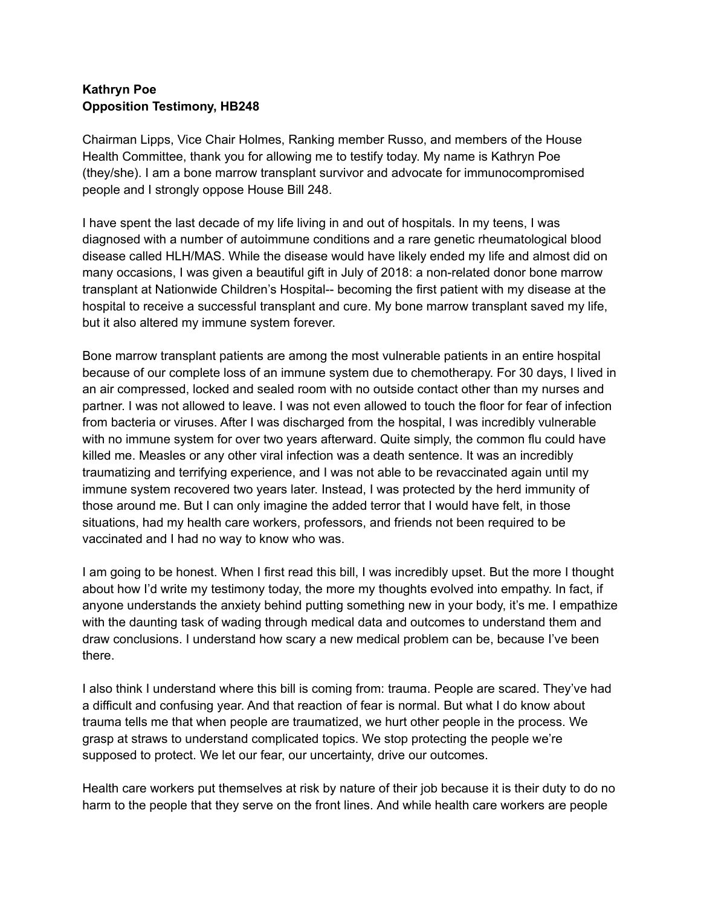**Kathryn Poe**
**Opposition Testimony, HB248**

Chairman Lipps, Vice Chair Holmes, Ranking member Russo, and members of the House Health Committee, thank you for allowing me to testify today. My name is Kathryn Poe (they/she). I am a bone marrow transplant survivor and advocate for immunocompromised people and I strongly oppose House Bill 248.

I have spent the last decade of my life living in and out of hospitals. In my teens, I was diagnosed with a number of autoimmune conditions and a rare genetic rheumatological blood disease called HLH/MAS. While the disease would have likely ended my life and almost did on many occasions, I was given a beautiful gift in July of 2018: a non-related donor bone marrow transplant at Nationwide Children's Hospital-- becoming the first patient with my disease at the hospital to receive a successful transplant and cure. My bone marrow transplant saved my life, but it also altered my immune system forever.

Bone marrow transplant patients are among the most vulnerable patients in an entire hospital because of our complete loss of an immune system due to chemotherapy. For 30 days, I lived in an air compressed, locked and sealed room with no outside contact other than my nurses and partner. I was not allowed to leave. I was not even allowed to touch the floor for fear of infection from bacteria or viruses. After I was discharged from the hospital, I was incredibly vulnerable with no immune system for over two years afterward. Quite simply, the common flu could have killed me. Measles or any other viral infection was a death sentence. It was an incredibly traumatizing and terrifying experience, and I was not able to be revaccinated again until my immune system recovered two years later. Instead, I was protected by the herd immunity of those around me. But I can only imagine the added terror that I would have felt, in those situations, had my health care workers, professors, and friends not been required to be vaccinated and I had no way to know who was.

I am going to be honest. When I first read this bill, I was incredibly upset. But the more I thought about how I'd write my testimony today, the more my thoughts evolved into empathy. In fact, if anyone understands the anxiety behind putting something new in your body, it's me. I empathize with the daunting task of wading through medical data and outcomes to understand them and draw conclusions. I understand how scary a new medical problem can be, because I've been there.

I also think I understand where this bill is coming from: trauma. People are scared. They've had a difficult and confusing year. And that reaction of fear is normal. But what I do know about trauma tells me that when people are traumatized, we hurt other people in the process. We grasp at straws to understand complicated topics. We stop protecting the people we're supposed to protect. We let our fear, our uncertainty, drive our outcomes.

Health care workers put themselves at risk by nature of their job because it is their duty to do no harm to the people that they serve on the front lines. And while health care workers are people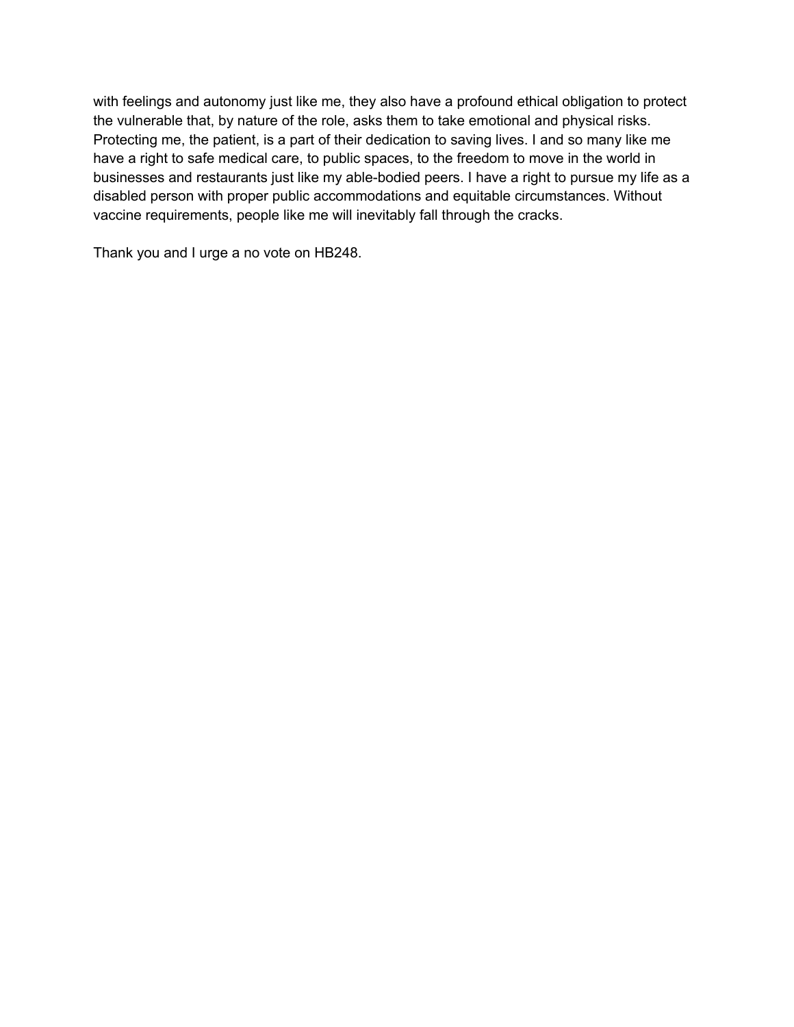with feelings and autonomy just like me, they also have a profound ethical obligation to protect the vulnerable that, by nature of the role, asks them to take emotional and physical risks. Protecting me, the patient, is a part of their dedication to saving lives. I and so many like me have a right to safe medical care, to public spaces, to the freedom to move in the world in businesses and restaurants just like my able-bodied peers. I have a right to pursue my life as a disabled person with proper public accommodations and equitable circumstances. Without vaccine requirements, people like me will inevitably fall through the cracks.

Thank you and I urge a no vote on HB248.